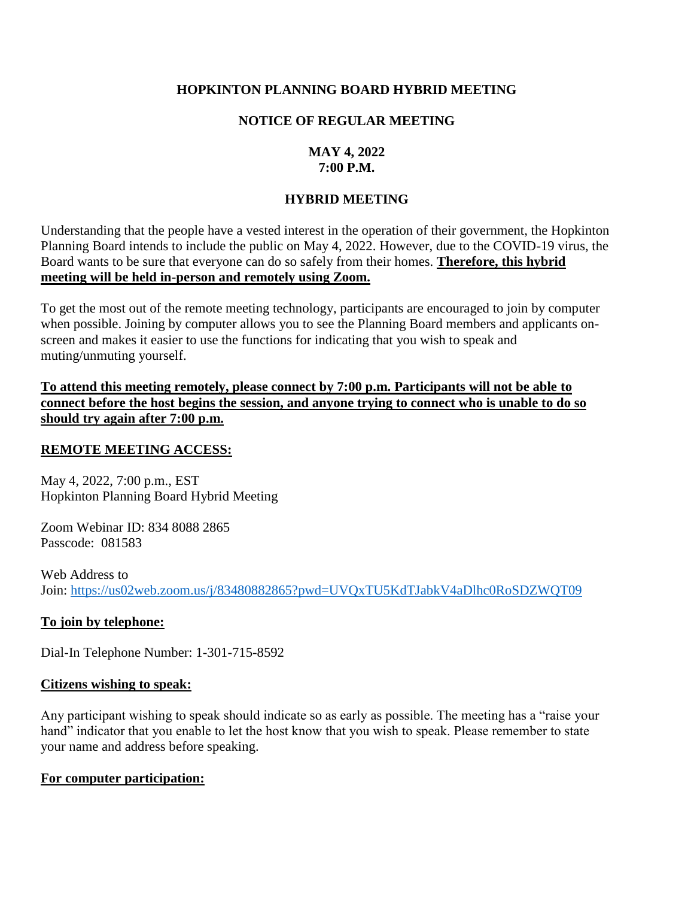# HOPKINTON PLANNING BOARD HYBRID MEETING

## NOTICE OF REGULAR MEETING

**MAY 4, 2022**
**7:00 P.M.**

## HYBRID MEETING

Understanding that the people have a vested interest in the operation of their government, the Hopkinton Planning Board intends to include the public on May 4, 2022. However, due to the COVID-19 virus, the Board wants to be sure that everyone can do so safely from their homes. **Therefore, this hybrid meeting will be held in-person and remotely using Zoom.**

To get the most out of the remote meeting technology, participants are encouraged to join by computer when possible. Joining by computer allows you to see the Planning Board members and applicants on-screen and makes it easier to use the functions for indicating that you wish to speak and muting/unmuting yourself.

**To attend this meeting remotely, please connect by 7:00 p.m. Participants will not be able to connect before the host begins the session, and anyone trying to connect who is unable to do so should try again after 7:00 p.m.**

### REMOTE MEETING ACCESS:

May 4, 2022, 7:00 p.m., EST
Hopkinton Planning Board Hybrid Meeting

Zoom Webinar ID: 834 8088 2865
Passcode: 081583

Web Address to Join: https://us02web.zoom.us/j/83480882865?pwd=UVQxTU5KdTJabkV4aDlhc0RoSDZWQT09

### To join by telephone:

Dial-In Telephone Number: 1-301-715-8592

### Citizens wishing to speak:

Any participant wishing to speak should indicate so as early as possible. The meeting has a "raise your hand" indicator that you enable to let the host know that you wish to speak. Please remember to state your name and address before speaking.

### For computer participation: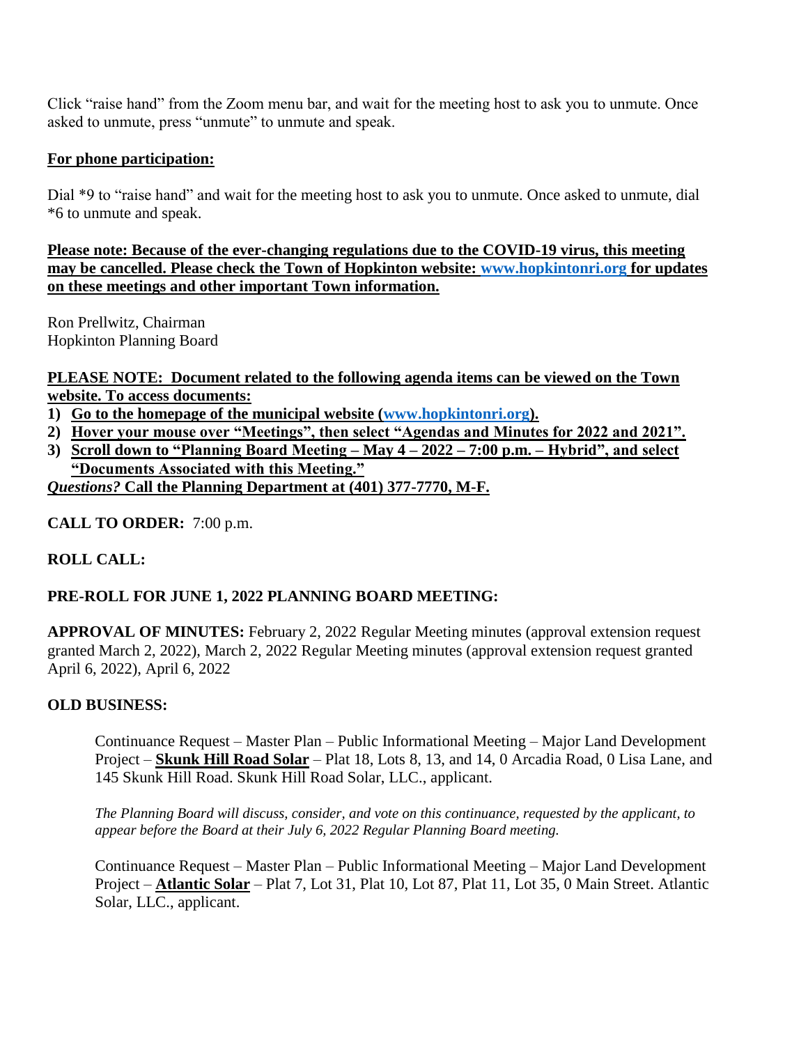Click "raise hand" from the Zoom menu bar, and wait for the meeting host to ask you to unmute. Once asked to unmute, press "unmute" to unmute and speak.

**For phone participation:**

Dial *9 to "raise hand" and wait for the meeting host to ask you to unmute. Once asked to unmute, dial *6 to unmute and speak.

**Please note: Because of the ever-changing regulations due to the COVID-19 virus, this meeting may be cancelled. Please check the Town of Hopkinton website: www.hopkintonri.org for updates on these meetings and other important Town information.**

Ron Prellwitz, Chairman
Hopkinton Planning Board

**PLEASE NOTE: Document related to the following agenda items can be viewed on the Town website. To access documents:**

1) **Go to the homepage of the municipal website (www.hopkintonri.org).**
2) **Hover your mouse over "Meetings", then select "Agendas and Minutes for 2022 and 2021".**
3) **Scroll down to "Planning Board Meeting – May 4 – 2022 – 7:00 p.m. – Hybrid", and select "Documents Associated with this Meeting."**

***Questions?*** **Call the Planning Department at (401) 377-7770, M-F.**

**CALL TO ORDER:** 7:00 p.m.

**ROLL CALL:**

**PRE-ROLL FOR JUNE 1, 2022 PLANNING BOARD MEETING:**

**APPROVAL OF MINUTES:** February 2, 2022 Regular Meeting minutes (approval extension request granted March 2, 2022), March 2, 2022 Regular Meeting minutes (approval extension request granted April 6, 2022), April 6, 2022

**OLD BUSINESS:**

Continuance Request – Master Plan – Public Informational Meeting – Major Land Development Project – **Skunk Hill Road Solar** – Plat 18, Lots 8, 13, and 14, 0 Arcadia Road, 0 Lisa Lane, and 145 Skunk Hill Road. Skunk Hill Road Solar, LLC., applicant.

*The Planning Board will discuss, consider, and vote on this continuance, requested by the applicant, to appear before the Board at their July 6, 2022 Regular Planning Board meeting.*

Continuance Request – Master Plan – Public Informational Meeting – Major Land Development Project – **Atlantic Solar** – Plat 7, Lot 31, Plat 10, Lot 87, Plat 11, Lot 35, 0 Main Street. Atlantic Solar, LLC., applicant.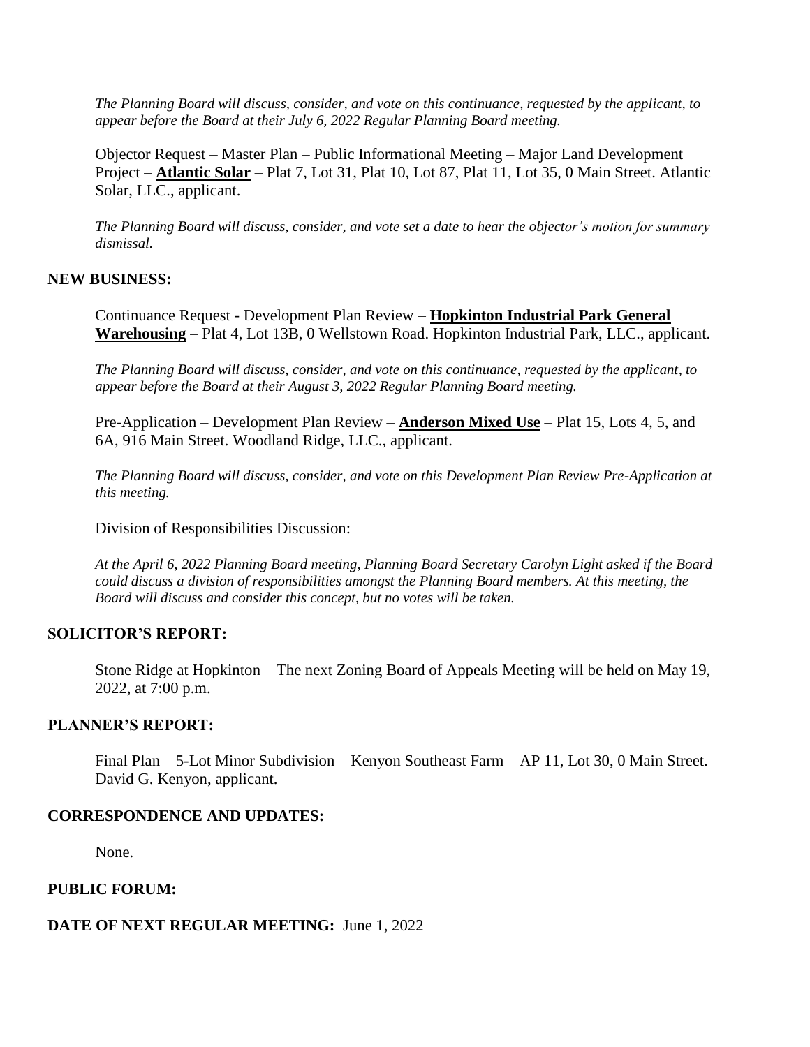*The Planning Board will discuss, consider, and vote on this continuance, requested by the applicant, to appear before the Board at their July 6, 2022 Regular Planning Board meeting.*

Objector Request – Master Plan – Public Informational Meeting – Major Land Development Project – **Atlantic Solar** – Plat 7, Lot 31, Plat 10, Lot 87, Plat 11, Lot 35, 0 Main Street. Atlantic Solar, LLC., applicant.

*The Planning Board will discuss, consider, and vote set a date to hear the objector's motion for summary dismissal.*

## NEW BUSINESS:

Continuance Request - Development Plan Review – **Hopkinton Industrial Park General Warehousing** – Plat 4, Lot 13B, 0 Wellstown Road. Hopkinton Industrial Park, LLC., applicant.

*The Planning Board will discuss, consider, and vote on this continuance, requested by the applicant, to appear before the Board at their August 3, 2022 Regular Planning Board meeting.*

Pre-Application – Development Plan Review – **Anderson Mixed Use** – Plat 15, Lots 4, 5, and 6A, 916 Main Street. Woodland Ridge, LLC., applicant.

*The Planning Board will discuss, consider, and vote on this Development Plan Review Pre-Application at this meeting.*

Division of Responsibilities Discussion:

*At the April 6, 2022 Planning Board meeting, Planning Board Secretary Carolyn Light asked if the Board could discuss a division of responsibilities amongst the Planning Board members. At this meeting, the Board will discuss and consider this concept, but no votes will be taken.*

## SOLICITOR'S REPORT:

Stone Ridge at Hopkinton – The next Zoning Board of Appeals Meeting will be held on May 19, 2022, at 7:00 p.m.

## PLANNER'S REPORT:

Final Plan – 5-Lot Minor Subdivision – Kenyon Southeast Farm – AP 11, Lot 30, 0 Main Street. David G. Kenyon, applicant.

## CORRESPONDENCE AND UPDATES:

None.

## PUBLIC FORUM:

**DATE OF NEXT REGULAR MEETING:** June 1, 2022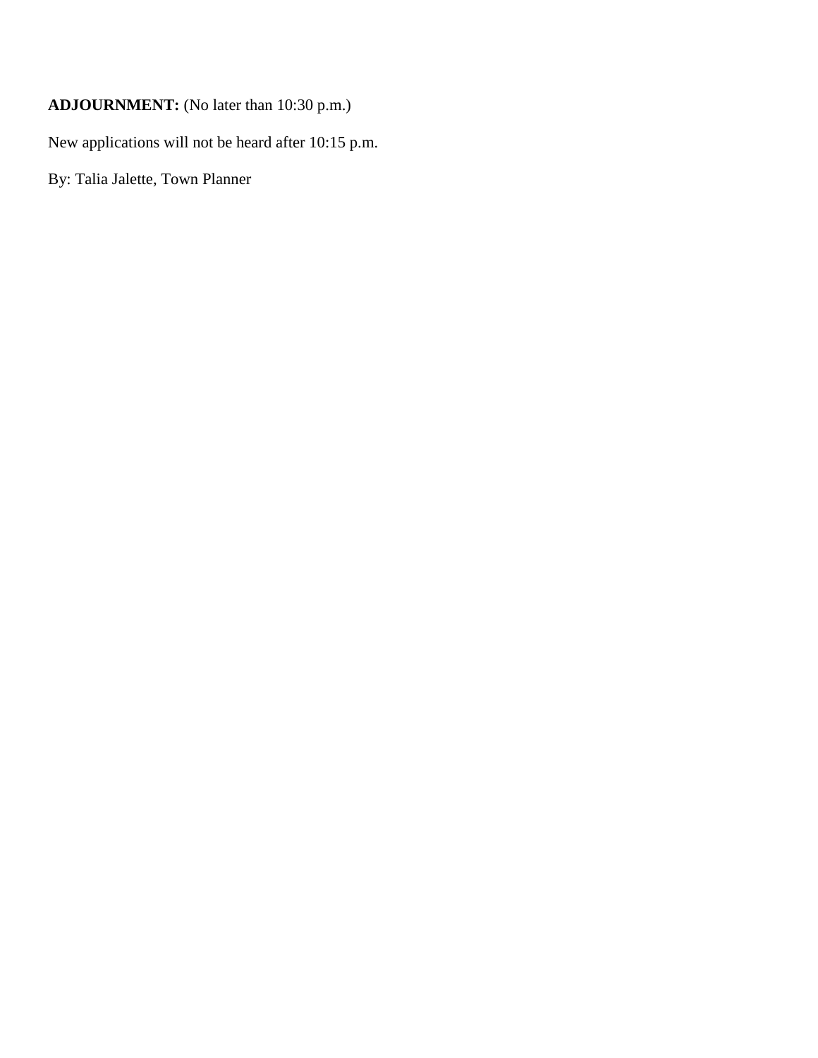**ADJOURNMENT:** (No later than 10:30 p.m.)

New applications will not be heard after 10:15 p.m.

By: Talia Jalette, Town Planner